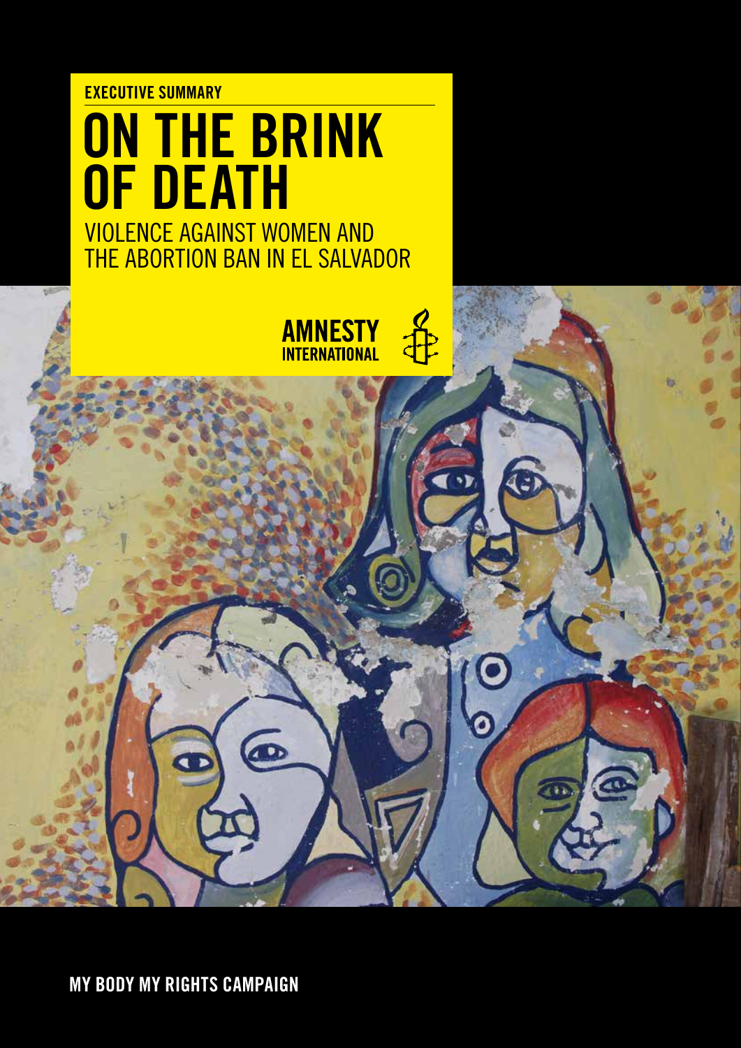EXECUTIVE SUMMARY

# ON THE BRINK OF DEATH

## VIOLENCE AGAINST WOMEN AND THE ABORTION BAN IN EL SALVADOR

AMNESTY INTERNATIONAL

MY BODY MY RIGHTS CAMPAIGN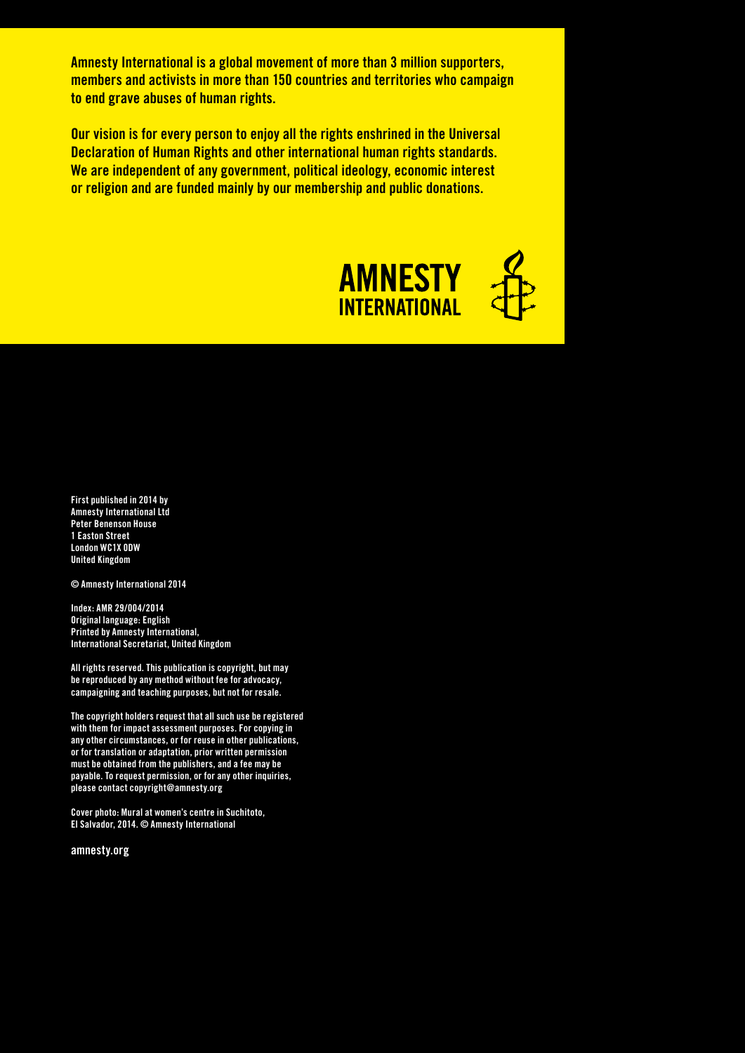Amnesty International is a global movement of more than 3 million supporters, members and activists in more than 150 countries and territories who campaign to end grave abuses of human rights.

Our vision is for every person to enjoy all the rights enshrined in the Universal Declaration of Human Rights and other international human rights standards. We are independent of any government, political ideology, economic interest or religion and are funded mainly by our membership and public donations.

AMNESTY INTERNATIONAL

First published in 2014 by
Amnesty International Ltd
Peter Benenson House
1 Easton Street
London WC1X 0DW
United Kingdom

© Amnesty International 2014

Index: AMR 29/004/2014
Original language: English
Printed by Amnesty International,
International Secretariat, United Kingdom

All rights reserved. This publication is copyright, but may be reproduced by any method without fee for advocacy, campaigning and teaching purposes, but not for resale.

The copyright holders request that all such use be registered with them for impact assessment purposes. For copying in any other circumstances, or for reuse in other publications, or for translation or adaptation, prior written permission must be obtained from the publishers, and a fee may be payable. To request permission, or for any other inquiries, please contact copyright@amnesty.org

Cover photo: Mural at women's centre in Suchitoto, El Salvador, 2014. © Amnesty International

amnesty.org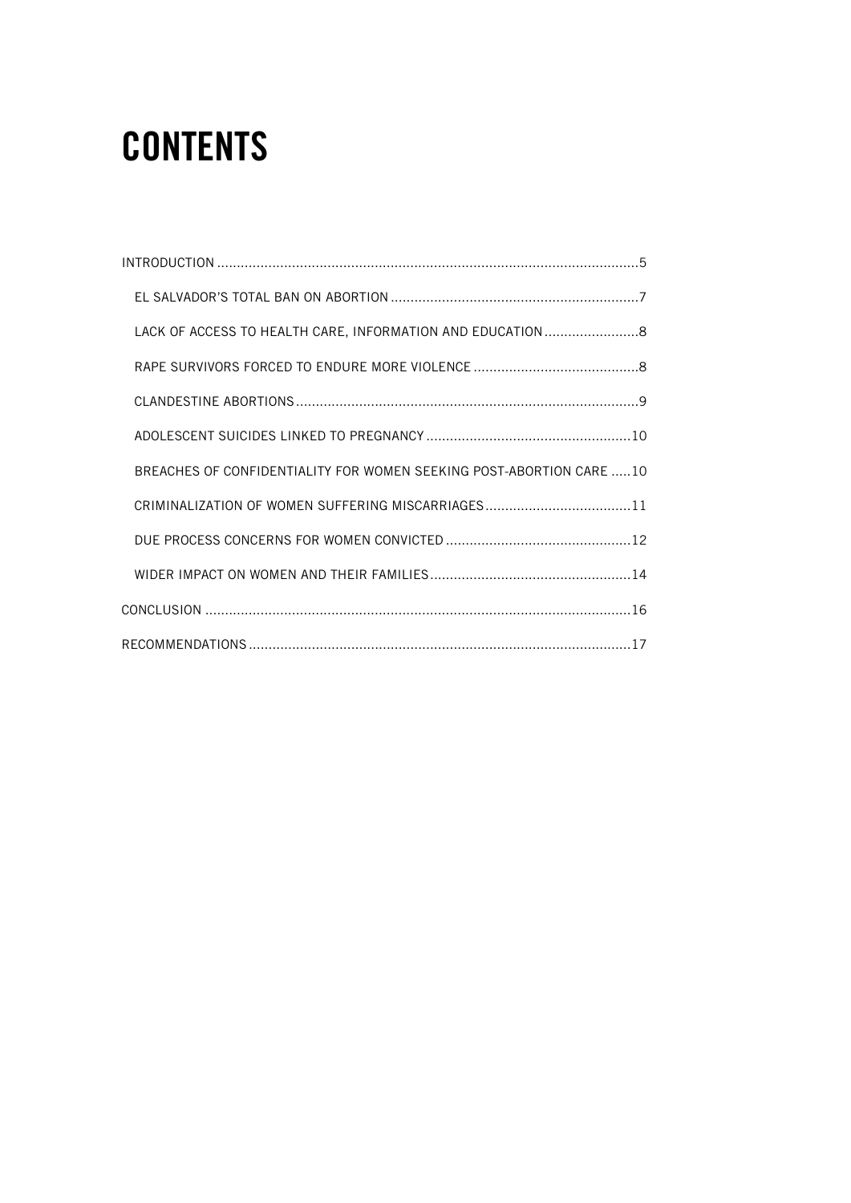# CONTENTS

INTRODUCTION ..........................................................................................................5

- EL SALVADOR'S TOTAL BAN ON ABORTION ...............................................................7
- LACK OF ACCESS TO HEALTH CARE, INFORMATION AND EDUCATION ........................8
- RAPE SURVIVORS FORCED TO ENDURE MORE VIOLENCE ..........................................8
- CLANDESTINE ABORTIONS ......................................................................................9
- ADOLESCENT SUICIDES LINKED TO PREGNANCY ...................................................10
- BREACHES OF CONFIDENTIALITY FOR WOMEN SEEKING POST-ABORTION CARE .....10
- CRIMINALIZATION OF WOMEN SUFFERING MISCARRIAGES.....................................11
- DUE PROCESS CONCERNS FOR WOMEN CONVICTED ...............................................12
- WIDER IMPACT ON WOMEN AND THEIR FAMILIES...................................................14

CONCLUSION ..........................................................................................................16

RECOMMENDATIONS ................................................................................................17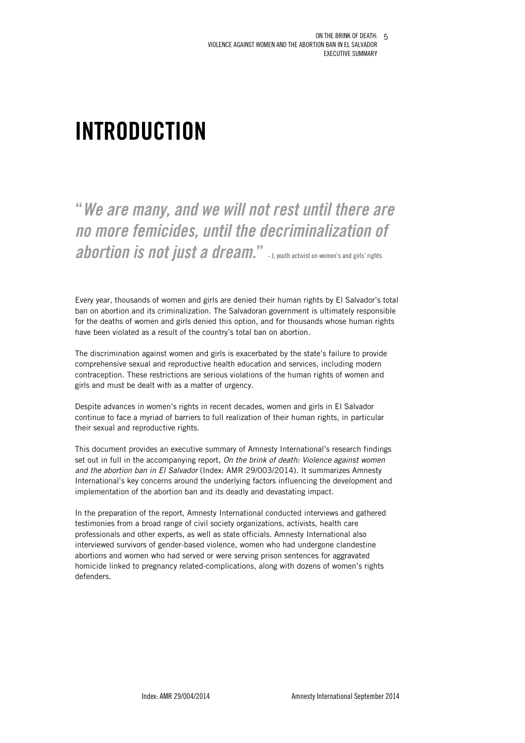# INTRODUCTION

*"We are many, and we will not rest until there are no more femicides, until the decriminalization of abortion is not just a dream."* - J, youth activist on women's and girls' rights

Every year, thousands of women and girls are denied their human rights by El Salvador's total ban on abortion and its criminalization. The Salvadoran government is ultimately responsible for the deaths of women and girls denied this option, and for thousands whose human rights have been violated as a result of the country's total ban on abortion.

The discrimination against women and girls is exacerbated by the state's failure to provide comprehensive sexual and reproductive health education and services, including modern contraception. These restrictions are serious violations of the human rights of women and girls and must be dealt with as a matter of urgency.

Despite advances in women's rights in recent decades, women and girls in El Salvador continue to face a myriad of barriers to full realization of their human rights, in particular their sexual and reproductive rights.

This document provides an executive summary of Amnesty International's research findings set out in full in the accompanying report, *On the brink of death: Violence against women and the abortion ban in El Salvador* (Index: AMR 29/003/2014). It summarizes Amnesty International's key concerns around the underlying factors influencing the development and implementation of the abortion ban and its deadly and devastating impact.

In the preparation of the report, Amnesty International conducted interviews and gathered testimonies from a broad range of civil society organizations, activists, health care professionals and other experts, as well as state officials. Amnesty International also interviewed survivors of gender-based violence, women who had undergone clandestine abortions and women who had served or were serving prison sentences for aggravated homicide linked to pregnancy related-complications, along with dozens of women's rights defenders.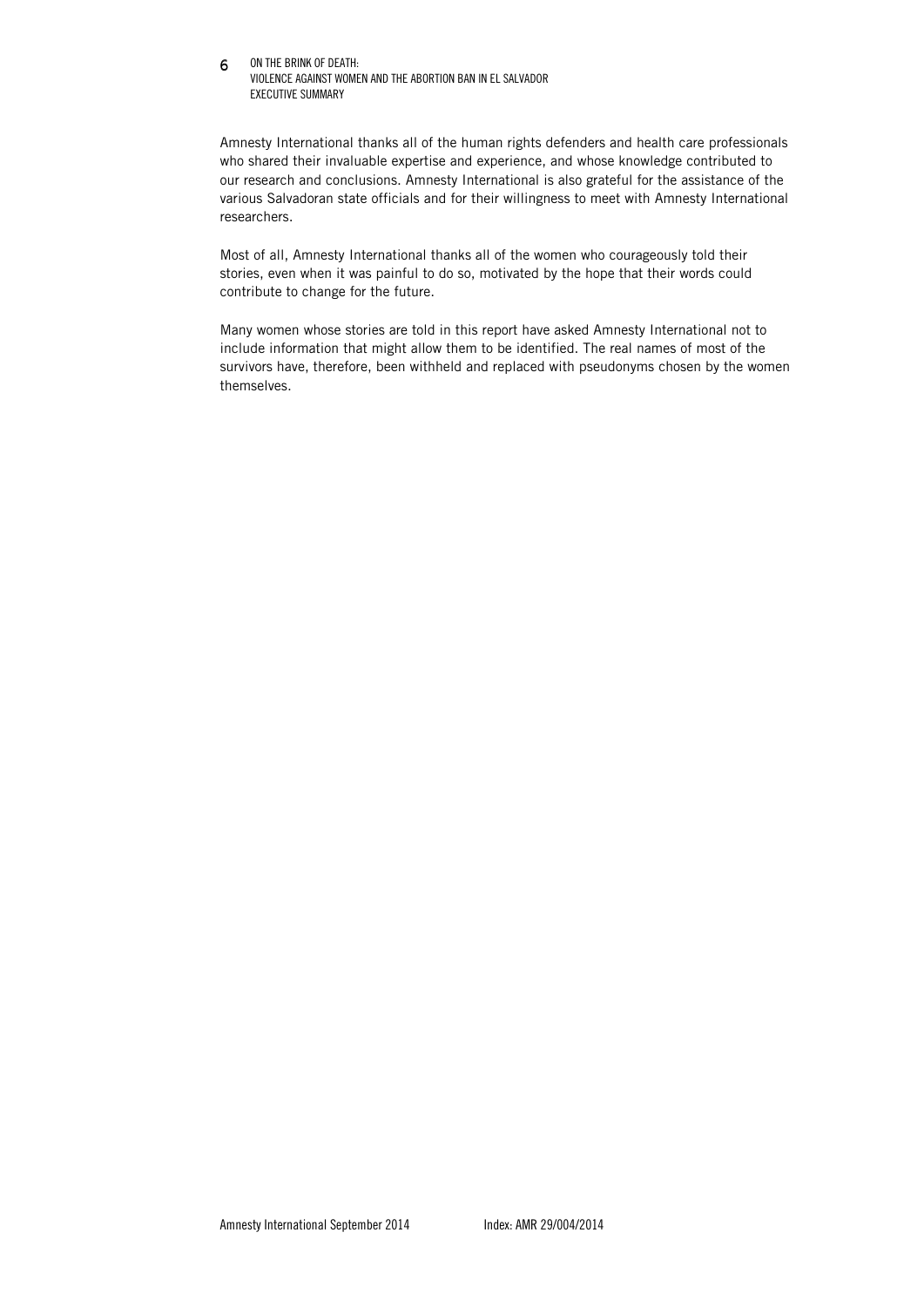Amnesty International thanks all of the human rights defenders and health care professionals who shared their invaluable expertise and experience, and whose knowledge contributed to our research and conclusions. Amnesty International is also grateful for the assistance of the various Salvadoran state officials and for their willingness to meet with Amnesty International researchers.

Most of all, Amnesty International thanks all of the women who courageously told their stories, even when it was painful to do so, motivated by the hope that their words could contribute to change for the future.

Many women whose stories are told in this report have asked Amnesty International not to include information that might allow them to be identified. The real names of most of the survivors have, therefore, been withheld and replaced with pseudonyms chosen by the women themselves.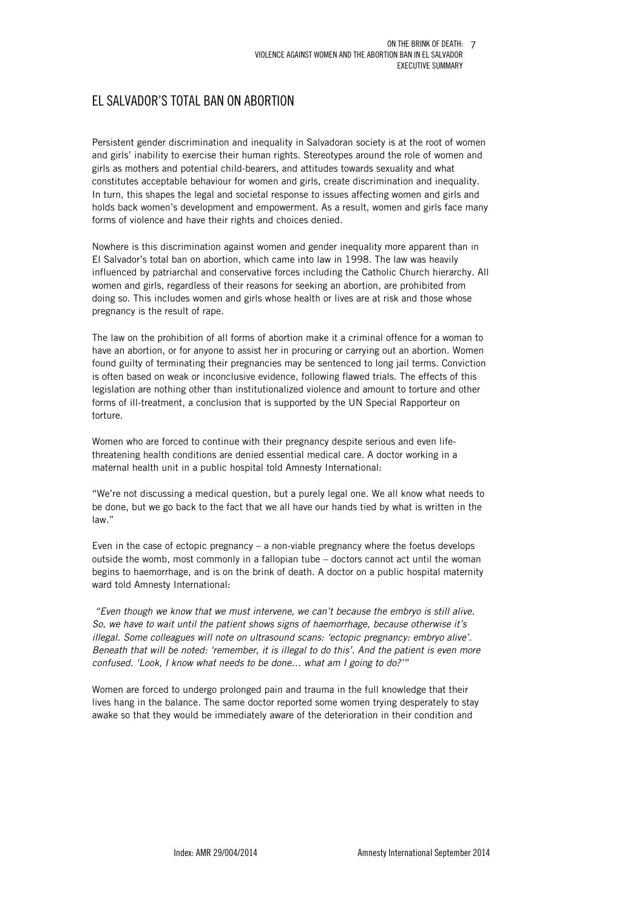## EL SALVADOR'S TOTAL BAN ON ABORTION

Persistent gender discrimination and inequality in Salvadoran society is at the root of women and girls' inability to exercise their human rights. Stereotypes around the role of women and girls as mothers and potential child-bearers, and attitudes towards sexuality and what constitutes acceptable behaviour for women and girls, create discrimination and inequality. In turn, this shapes the legal and societal response to issues affecting women and girls and holds back women's development and empowerment. As a result, women and girls face many forms of violence and have their rights and choices denied.

Nowhere is this discrimination against women and gender inequality more apparent than in El Salvador's total ban on abortion, which came into law in 1998. The law was heavily influenced by patriarchal and conservative forces including the Catholic Church hierarchy. All women and girls, regardless of their reasons for seeking an abortion, are prohibited from doing so. This includes women and girls whose health or lives are at risk and those whose pregnancy is the result of rape.

The law on the prohibition of all forms of abortion make it a criminal offence for a woman to have an abortion, or for anyone to assist her in procuring or carrying out an abortion. Women found guilty of terminating their pregnancies may be sentenced to long jail terms. Conviction is often based on weak or inconclusive evidence, following flawed trials. The effects of this legislation are nothing other than institutionalized violence and amount to torture and other forms of ill-treatment, a conclusion that is supported by the UN Special Rapporteur on torture.

Women who are forced to continue with their pregnancy despite serious and even life-threatening health conditions are denied essential medical care. A doctor working in a maternal health unit in a public hospital told Amnesty International:

"We're not discussing a medical question, but a purely legal one. We all know what needs to be done, but we go back to the fact that we all have our hands tied by what is written in the law."

Even in the case of ectopic pregnancy – a non-viable pregnancy where the foetus develops outside the womb, most commonly in a fallopian tube – doctors cannot act until the woman begins to haemorrhage, and is on the brink of death. A doctor on a public hospital maternity ward told Amnesty International:

*"Even though we know that we must intervene, we can't because the embryo is still alive. So, we have to wait until the patient shows signs of haemorrhage, because otherwise it's illegal. Some colleagues will note on ultrasound scans: 'ectopic pregnancy: embryo alive'. Beneath that will be noted: 'remember, it is illegal to do this'. And the patient is even more confused. 'Look, I know what needs to be done… what am I going to do?'"*

Women are forced to undergo prolonged pain and trauma in the full knowledge that their lives hang in the balance. The same doctor reported some women trying desperately to stay awake so that they would be immediately aware of the deterioration in their condition and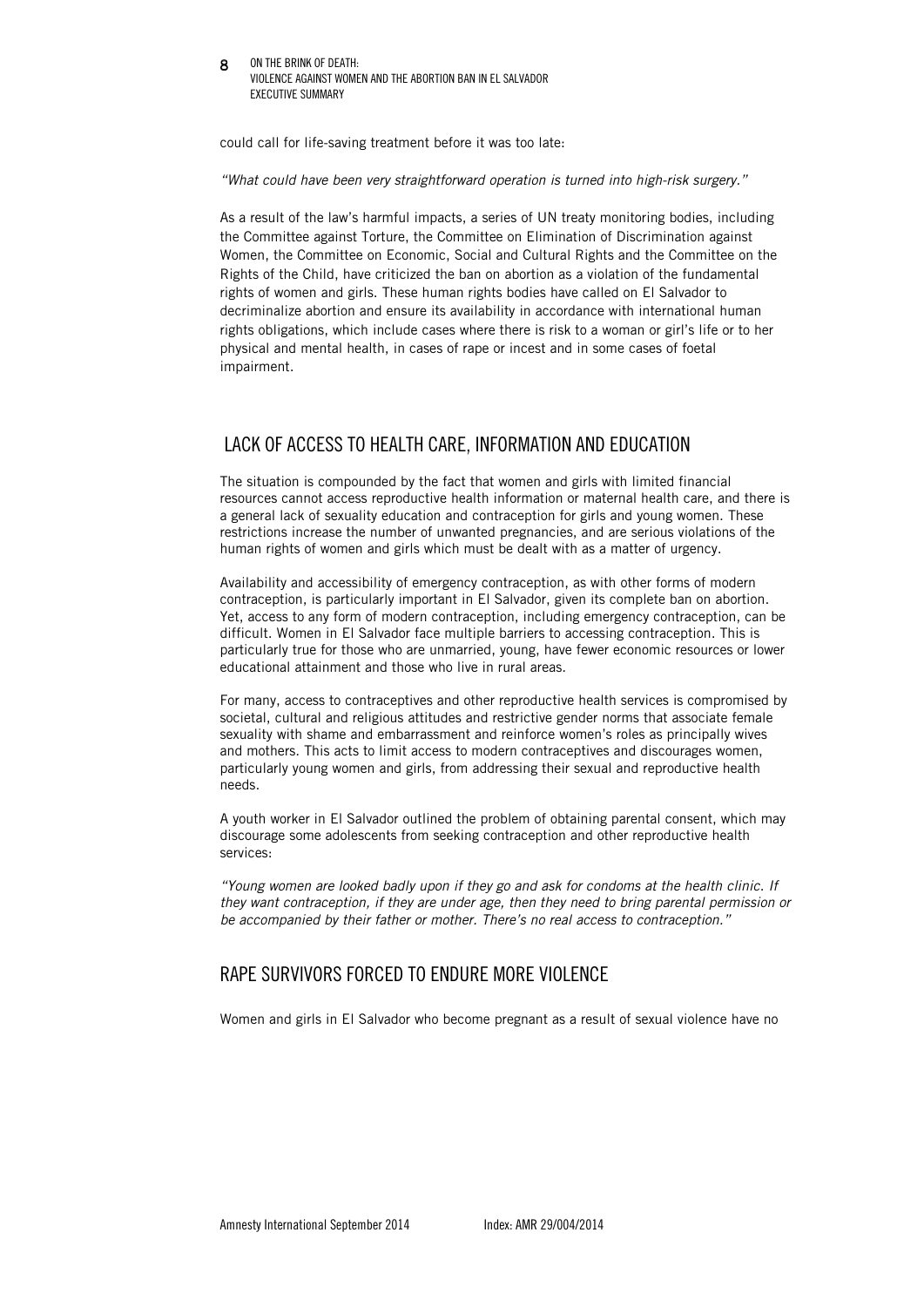could call for life-saving treatment before it was too late:

*"What could have been very straightforward operation is turned into high-risk surgery."*

As a result of the law's harmful impacts, a series of UN treaty monitoring bodies, including the Committee against Torture, the Committee on Elimination of Discrimination against Women, the Committee on Economic, Social and Cultural Rights and the Committee on the Rights of the Child, have criticized the ban on abortion as a violation of the fundamental rights of women and girls. These human rights bodies have called on El Salvador to decriminalize abortion and ensure its availability in accordance with international human rights obligations, which include cases where there is risk to a woman or girl's life or to her physical and mental health, in cases of rape or incest and in some cases of foetal impairment.

## LACK OF ACCESS TO HEALTH CARE, INFORMATION AND EDUCATION

The situation is compounded by the fact that women and girls with limited financial resources cannot access reproductive health information or maternal health care, and there is a general lack of sexuality education and contraception for girls and young women. These restrictions increase the number of unwanted pregnancies, and are serious violations of the human rights of women and girls which must be dealt with as a matter of urgency.

Availability and accessibility of emergency contraception, as with other forms of modern contraception, is particularly important in El Salvador, given its complete ban on abortion. Yet, access to any form of modern contraception, including emergency contraception, can be difficult. Women in El Salvador face multiple barriers to accessing contraception. This is particularly true for those who are unmarried, young, have fewer economic resources or lower educational attainment and those who live in rural areas.

For many, access to contraceptives and other reproductive health services is compromised by societal, cultural and religious attitudes and restrictive gender norms that associate female sexuality with shame and embarrassment and reinforce women's roles as principally wives and mothers. This acts to limit access to modern contraceptives and discourages women, particularly young women and girls, from addressing their sexual and reproductive health needs.

A youth worker in El Salvador outlined the problem of obtaining parental consent, which may discourage some adolescents from seeking contraception and other reproductive health services:

*"Young women are looked badly upon if they go and ask for condoms at the health clinic. If they want contraception, if they are under age, then they need to bring parental permission or be accompanied by their father or mother. There's no real access to contraception."*

## RAPE SURVIVORS FORCED TO ENDURE MORE VIOLENCE

Women and girls in El Salvador who become pregnant as a result of sexual violence have no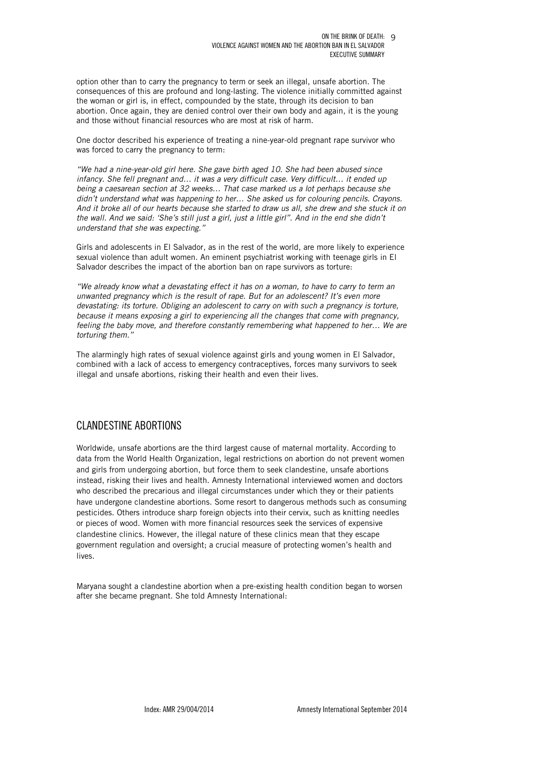option other than to carry the pregnancy to term or seek an illegal, unsafe abortion. The consequences of this are profound and long-lasting. The violence initially committed against the woman or girl is, in effect, compounded by the state, through its decision to ban abortion. Once again, they are denied control over their own body and again, it is the young and those without financial resources who are most at risk of harm.

One doctor described his experience of treating a nine-year-old pregnant rape survivor who was forced to carry the pregnancy to term:

*"We had a nine-year-old girl here. She gave birth aged 10. She had been abused since infancy. She fell pregnant and… it was a very difficult case. Very difficult… it ended up being a caesarean section at 32 weeks… That case marked us a lot perhaps because she didn't understand what was happening to her… She asked us for colouring pencils. Crayons. And it broke all of our hearts because she started to draw us all, she drew and she stuck it on the wall. And we said: 'She's still just a girl, just a little girl". And in the end she didn't understand that she was expecting."*

Girls and adolescents in El Salvador, as in the rest of the world, are more likely to experience sexual violence than adult women. An eminent psychiatrist working with teenage girls in El Salvador describes the impact of the abortion ban on rape survivors as torture:

*"We already know what a devastating effect it has on a woman, to have to carry to term an unwanted pregnancy which is the result of rape. But for an adolescent? It's even more devastating: its torture. Obliging an adolescent to carry on with such a pregnancy is torture, because it means exposing a girl to experiencing all the changes that come with pregnancy, feeling the baby move, and therefore constantly remembering what happened to her… We are torturing them."*

The alarmingly high rates of sexual violence against girls and young women in El Salvador, combined with a lack of access to emergency contraceptives, forces many survivors to seek illegal and unsafe abortions, risking their health and even their lives.

## CLANDESTINE ABORTIONS

Worldwide, unsafe abortions are the third largest cause of maternal mortality. According to data from the World Health Organization, legal restrictions on abortion do not prevent women and girls from undergoing abortion, but force them to seek clandestine, unsafe abortions instead, risking their lives and health. Amnesty International interviewed women and doctors who described the precarious and illegal circumstances under which they or their patients have undergone clandestine abortions. Some resort to dangerous methods such as consuming pesticides. Others introduce sharp foreign objects into their cervix, such as knitting needles or pieces of wood. Women with more financial resources seek the services of expensive clandestine clinics. However, the illegal nature of these clinics mean that they escape government regulation and oversight; a crucial measure of protecting women's health and lives.

Maryana sought a clandestine abortion when a pre-existing health condition began to worsen after she became pregnant. She told Amnesty International: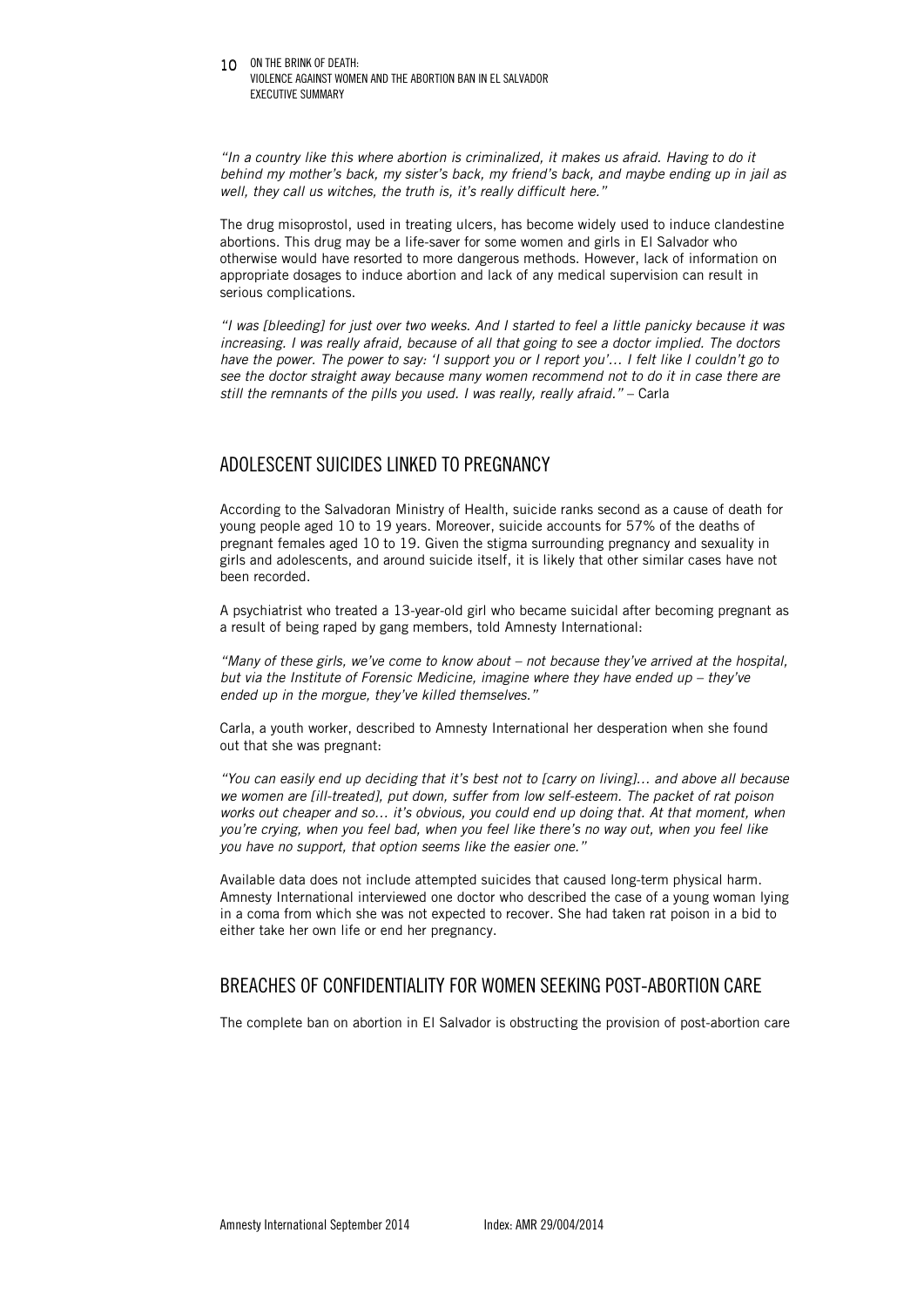*"In a country like this where abortion is criminalized, it makes us afraid. Having to do it behind my mother's back, my sister's back, my friend's back, and maybe ending up in jail as well, they call us witches, the truth is, it's really difficult here."*

The drug misoprostol, used in treating ulcers, has become widely used to induce clandestine abortions. This drug may be a life-saver for some women and girls in El Salvador who otherwise would have resorted to more dangerous methods. However, lack of information on appropriate dosages to induce abortion and lack of any medical supervision can result in serious complications.

*"I was [bleeding] for just over two weeks. And I started to feel a little panicky because it was increasing. I was really afraid, because of all that going to see a doctor implied. The doctors have the power. The power to say: 'I support you or I report you'... I felt like I couldn't go to see the doctor straight away because many women recommend not to do it in case there are still the remnants of the pills you used. I was really, really afraid."* – Carla

## ADOLESCENT SUICIDES LINKED TO PREGNANCY

According to the Salvadoran Ministry of Health, suicide ranks second as a cause of death for young people aged 10 to 19 years. Moreover, suicide accounts for 57% of the deaths of pregnant females aged 10 to 19. Given the stigma surrounding pregnancy and sexuality in girls and adolescents, and around suicide itself, it is likely that other similar cases have not been recorded.

A psychiatrist who treated a 13-year-old girl who became suicidal after becoming pregnant as a result of being raped by gang members, told Amnesty International:

*"Many of these girls, we've come to know about – not because they've arrived at the hospital, but via the Institute of Forensic Medicine, imagine where they have ended up – they've ended up in the morgue, they've killed themselves."*

Carla, a youth worker, described to Amnesty International her desperation when she found out that she was pregnant:

*"You can easily end up deciding that it's best not to [carry on living]... and above all because we women are [ill-treated], put down, suffer from low self-esteem. The packet of rat poison works out cheaper and so... it's obvious, you could end up doing that. At that moment, when you're crying, when you feel bad, when you feel like there's no way out, when you feel like you have no support, that option seems like the easier one."*

Available data does not include attempted suicides that caused long-term physical harm. Amnesty International interviewed one doctor who described the case of a young woman lying in a coma from which she was not expected to recover. She had taken rat poison in a bid to either take her own life or end her pregnancy.

## BREACHES OF CONFIDENTIALITY FOR WOMEN SEEKING POST-ABORTION CARE

The complete ban on abortion in El Salvador is obstructing the provision of post-abortion care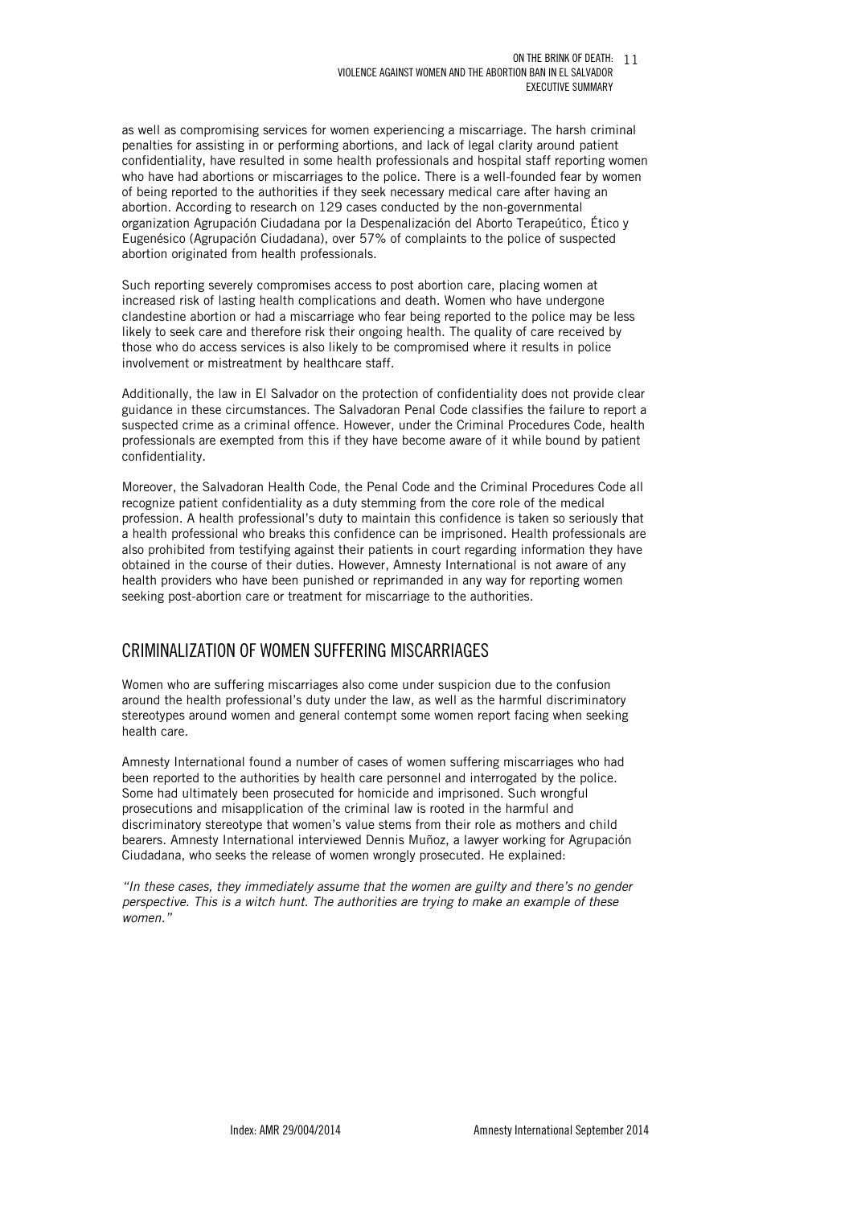as well as compromising services for women experiencing a miscarriage. The harsh criminal penalties for assisting in or performing abortions, and lack of legal clarity around patient confidentiality, have resulted in some health professionals and hospital staff reporting women who have had abortions or miscarriages to the police. There is a well-founded fear by women of being reported to the authorities if they seek necessary medical care after having an abortion. According to research on 129 cases conducted by the non-governmental organization Agrupación Ciudadana por la Despenalización del Aborto Terapeútico, Ético y Eugenésico (Agrupación Ciudadana), over 57% of complaints to the police of suspected abortion originated from health professionals.

Such reporting severely compromises access to post abortion care, placing women at increased risk of lasting health complications and death. Women who have undergone clandestine abortion or had a miscarriage who fear being reported to the police may be less likely to seek care and therefore risk their ongoing health. The quality of care received by those who do access services is also likely to be compromised where it results in police involvement or mistreatment by healthcare staff.

Additionally, the law in El Salvador on the protection of confidentiality does not provide clear guidance in these circumstances. The Salvadoran Penal Code classifies the failure to report a suspected crime as a criminal offence. However, under the Criminal Procedures Code, health professionals are exempted from this if they have become aware of it while bound by patient confidentiality.

Moreover, the Salvadoran Health Code, the Penal Code and the Criminal Procedures Code all recognize patient confidentiality as a duty stemming from the core role of the medical profession. A health professional's duty to maintain this confidence is taken so seriously that a health professional who breaks this confidence can be imprisoned. Health professionals are also prohibited from testifying against their patients in court regarding information they have obtained in the course of their duties. However, Amnesty International is not aware of any health providers who have been punished or reprimanded in any way for reporting women seeking post-abortion care or treatment for miscarriage to the authorities.

## CRIMINALIZATION OF WOMEN SUFFERING MISCARRIAGES

Women who are suffering miscarriages also come under suspicion due to the confusion around the health professional's duty under the law, as well as the harmful discriminatory stereotypes around women and general contempt some women report facing when seeking health care.

Amnesty International found a number of cases of women suffering miscarriages who had been reported to the authorities by health care personnel and interrogated by the police. Some had ultimately been prosecuted for homicide and imprisoned. Such wrongful prosecutions and misapplication of the criminal law is rooted in the harmful and discriminatory stereotype that women's value stems from their role as mothers and child bearers. Amnesty International interviewed Dennis Muñoz, a lawyer working for Agrupación Ciudadana, who seeks the release of women wrongly prosecuted. He explained:

*"In these cases, they immediately assume that the women are guilty and there's no gender perspective. This is a witch hunt. The authorities are trying to make an example of these women."*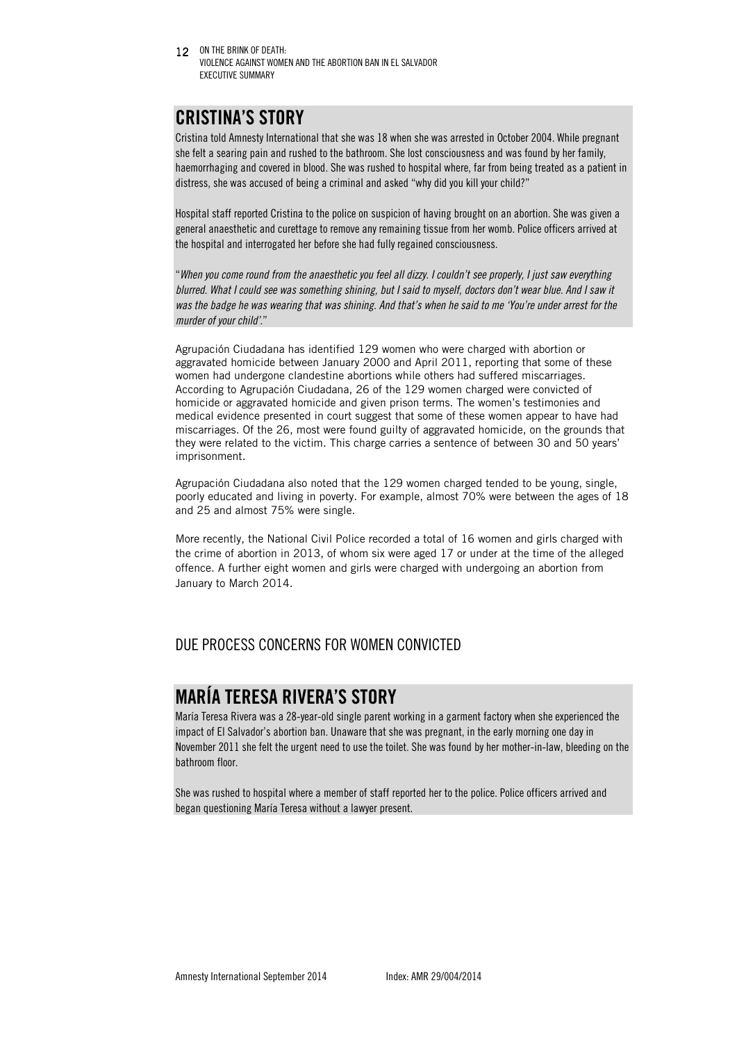## CRISTINA'S STORY

Cristina told Amnesty International that she was 18 when she was arrested in October 2004. While pregnant she felt a searing pain and rushed to the bathroom. She lost consciousness and was found by her family, haemorrhaging and covered in blood. She was rushed to hospital where, far from being treated as a patient in distress, she was accused of being a criminal and asked "why did you kill your child?"

Hospital staff reported Cristina to the police on suspicion of having brought on an abortion. She was given a general anaesthetic and curettage to remove any remaining tissue from her womb. Police officers arrived at the hospital and interrogated her before she had fully regained consciousness.

"*When you come round from the anaesthetic you feel all dizzy. I couldn't see properly, I just saw everything blurred. What I could see was something shining, but I said to myself, doctors don't wear blue. And I saw it was the badge he was wearing that was shining. And that's when he said to me 'You're under arrest for the murder of your child'.*"

Agrupación Ciudadana has identified 129 women who were charged with abortion or aggravated homicide between January 2000 and April 2011, reporting that some of these women had undergone clandestine abortions while others had suffered miscarriages. According to Agrupación Ciudadana, 26 of the 129 women charged were convicted of homicide or aggravated homicide and given prison terms. The women's testimonies and medical evidence presented in court suggest that some of these women appear to have had miscarriages. Of the 26, most were found guilty of aggravated homicide, on the grounds that they were related to the victim. This charge carries a sentence of between 30 and 50 years' imprisonment.

Agrupación Ciudadana also noted that the 129 women charged tended to be young, single, poorly educated and living in poverty. For example, almost 70% were between the ages of 18 and 25 and almost 75% were single.

More recently, the National Civil Police recorded a total of 16 women and girls charged with the crime of abortion in 2013, of whom six were aged 17 or under at the time of the alleged offence. A further eight women and girls were charged with undergoing an abortion from January to March 2014.

### DUE PROCESS CONCERNS FOR WOMEN CONVICTED

## MARÍA TERESA RIVERA'S STORY

María Teresa Rivera was a 28-year-old single parent working in a garment factory when she experienced the impact of El Salvador's abortion ban. Unaware that she was pregnant, in the early morning one day in November 2011 she felt the urgent need to use the toilet. She was found by her mother-in-law, bleeding on the bathroom floor.

She was rushed to hospital where a member of staff reported her to the police. Police officers arrived and began questioning María Teresa without a lawyer present.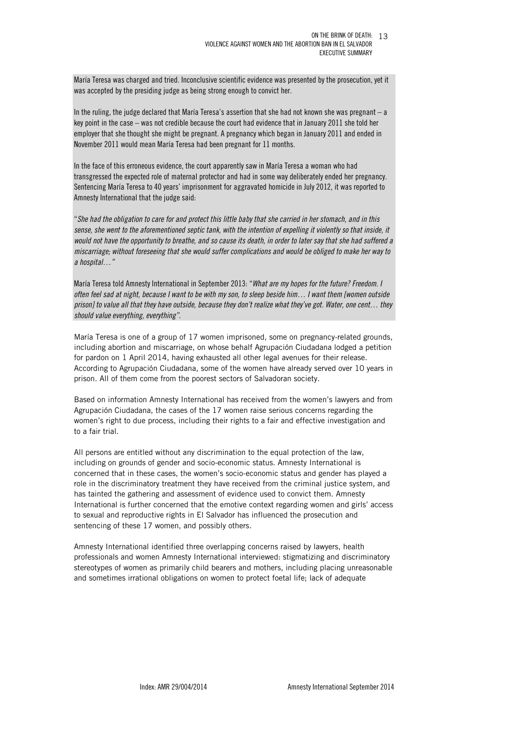María Teresa was charged and tried. Inconclusive scientific evidence was presented by the prosecution, yet it was accepted by the presiding judge as being strong enough to convict her.

In the ruling, the judge declared that María Teresa's assertion that she had not known she was pregnant – a key point in the case – was not credible because the court had evidence that in January 2011 she told her employer that she thought she might be pregnant. A pregnancy which began in January 2011 and ended in November 2011 would mean María Teresa had been pregnant for 11 months.

In the face of this erroneous evidence, the court apparently saw in María Teresa a woman who had transgressed the expected role of maternal protector and had in some way deliberately ended her pregnancy. Sentencing María Teresa to 40 years' imprisonment for aggravated homicide in July 2012, it was reported to Amnesty International that the judge said:

"*She had the obligation to care for and protect this little baby that she carried in her stomach, and in this sense, she went to the aforementioned septic tank, with the intention of expelling it violently so that inside, it would not have the opportunity to breathe, and so cause its death, in order to later say that she had suffered a miscarriage; without foreseeing that she would suffer complications and would be obliged to make her way to a hospital…"*

María Teresa told Amnesty International in September 2013: "*What are my hopes for the future? Freedom. I often feel sad at night, because I want to be with my son, to sleep beside him… I want them [women outside prison] to value all that they have outside, because they don't realize what they've got. Water, one cent… they should value everything, everything"*.

María Teresa is one of a group of 17 women imprisoned, some on pregnancy-related grounds, including abortion and miscarriage, on whose behalf Agrupación Ciudadana lodged a petition for pardon on 1 April 2014, having exhausted all other legal avenues for their release. According to Agrupación Ciudadana, some of the women have already served over 10 years in prison. All of them come from the poorest sectors of Salvadoran society.

Based on information Amnesty International has received from the women's lawyers and from Agrupación Ciudadana, the cases of the 17 women raise serious concerns regarding the women's right to due process, including their rights to a fair and effective investigation and to a fair trial.

All persons are entitled without any discrimination to the equal protection of the law, including on grounds of gender and socio-economic status. Amnesty International is concerned that in these cases, the women's socio-economic status and gender has played a role in the discriminatory treatment they have received from the criminal justice system, and has tainted the gathering and assessment of evidence used to convict them. Amnesty International is further concerned that the emotive context regarding women and girls' access to sexual and reproductive rights in El Salvador has influenced the prosecution and sentencing of these 17 women, and possibly others.

Amnesty International identified three overlapping concerns raised by lawyers, health professionals and women Amnesty International interviewed: stigmatizing and discriminatory stereotypes of women as primarily child bearers and mothers, including placing unreasonable and sometimes irrational obligations on women to protect foetal life; lack of adequate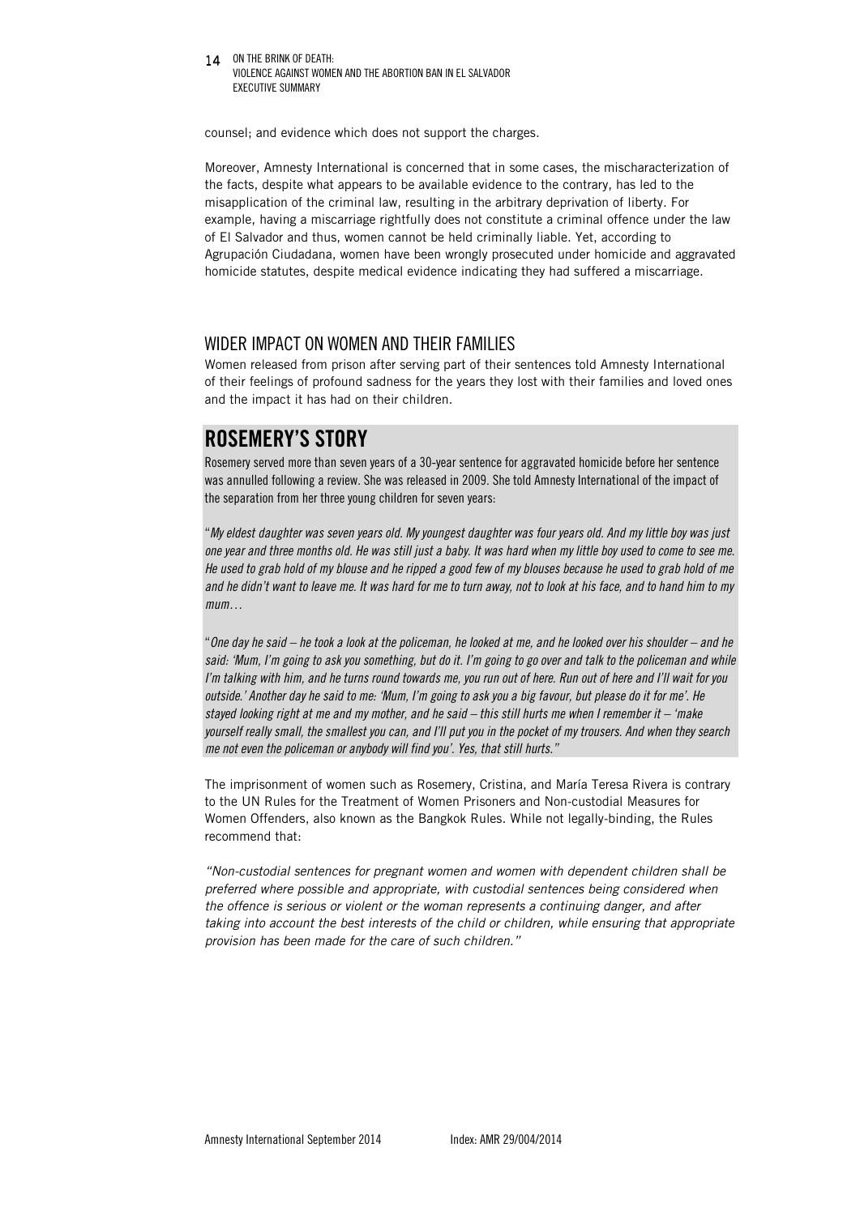counsel; and evidence which does not support the charges.

Moreover, Amnesty International is concerned that in some cases, the mischaracterization of the facts, despite what appears to be available evidence to the contrary, has led to the misapplication of the criminal law, resulting in the arbitrary deprivation of liberty. For example, having a miscarriage rightfully does not constitute a criminal offence under the law of El Salvador and thus, women cannot be held criminally liable. Yet, according to Agrupación Ciudadana, women have been wrongly prosecuted under homicide and aggravated homicide statutes, despite medical evidence indicating they had suffered a miscarriage.

## WIDER IMPACT ON WOMEN AND THEIR FAMILIES

Women released from prison after serving part of their sentences told Amnesty International of their feelings of profound sadness for the years they lost with their families and loved ones and the impact it has had on their children.

## ROSEMERY'S STORY

Rosemery served more than seven years of a 30-year sentence for aggravated homicide before her sentence was annulled following a review. She was released in 2009. She told Amnesty International of the impact of the separation from her three young children for seven years:

"*My eldest daughter was seven years old. My youngest daughter was four years old. And my little boy was just one year and three months old. He was still just a baby. It was hard when my little boy used to come to see me. He used to grab hold of my blouse and he ripped a good few of my blouses because he used to grab hold of me and he didn't want to leave me. It was hard for me to turn away, not to look at his face, and to hand him to my mum…*

"*One day he said – he took a look at the policeman, he looked at me, and he looked over his shoulder – and he said: 'Mum, I'm going to ask you something, but do it. I'm going to go over and talk to the policeman and while I'm talking with him, and he turns round towards me, you run out of here. Run out of here and I'll wait for you outside.' Another day he said to me: 'Mum, I'm going to ask you a big favour, but please do it for me'. He stayed looking right at me and my mother, and he said – this still hurts me when I remember it – 'make yourself really small, the smallest you can, and I'll put you in the pocket of my trousers. And when they search me not even the policeman or anybody will find you'. Yes, that still hurts.*"

The imprisonment of women such as Rosemery, Cristina, and María Teresa Rivera is contrary to the UN Rules for the Treatment of Women Prisoners and Non-custodial Measures for Women Offenders, also known as the Bangkok Rules. While not legally-binding, the Rules recommend that:

*"Non-custodial sentences for pregnant women and women with dependent children shall be preferred where possible and appropriate, with custodial sentences being considered when the offence is serious or violent or the woman represents a continuing danger, and after taking into account the best interests of the child or children, while ensuring that appropriate provision has been made for the care of such children."*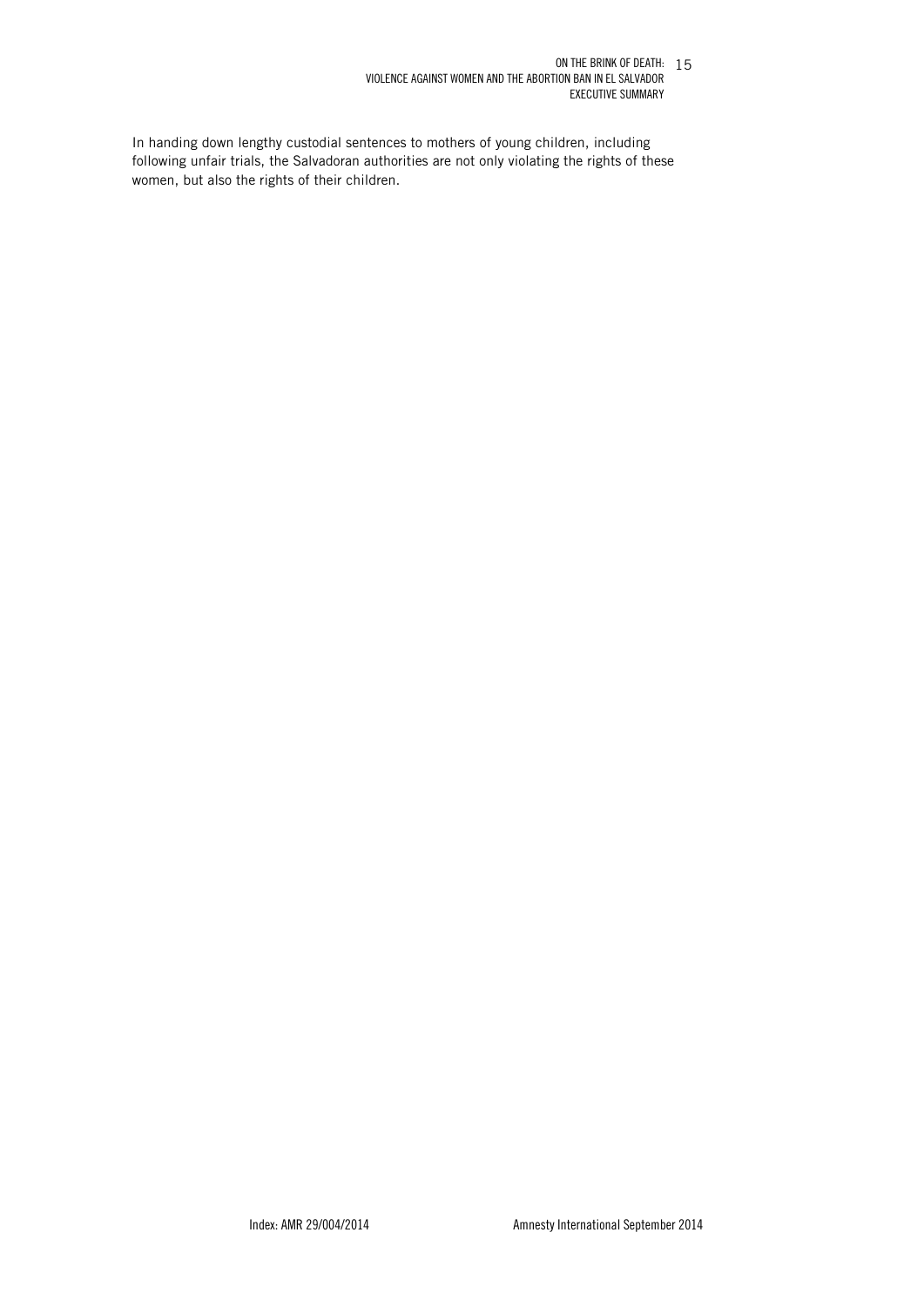In handing down lengthy custodial sentences to mothers of young children, including following unfair trials, the Salvadoran authorities are not only violating the rights of these women, but also the rights of their children.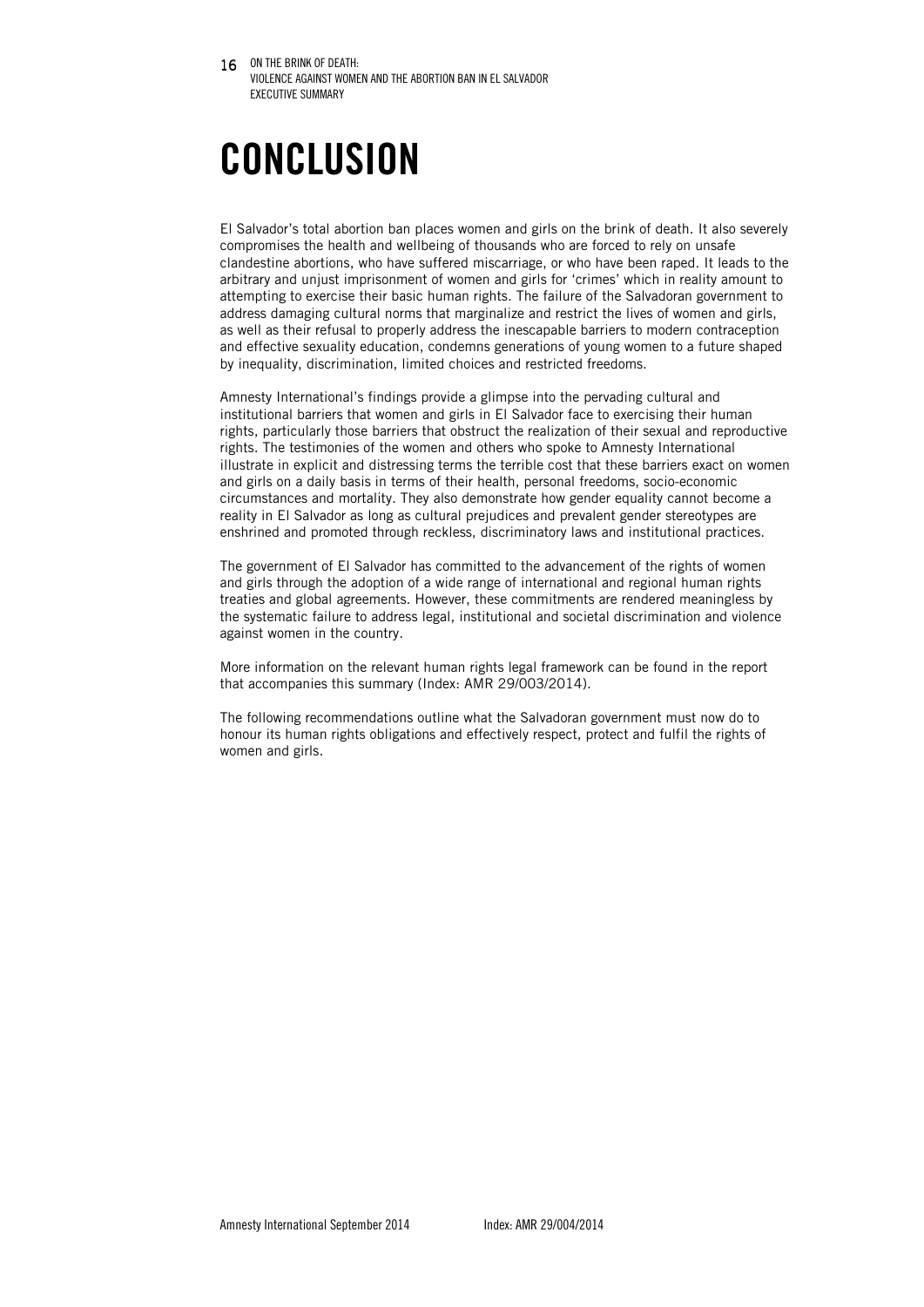# CONCLUSION

El Salvador's total abortion ban places women and girls on the brink of death. It also severely compromises the health and wellbeing of thousands who are forced to rely on unsafe clandestine abortions, who have suffered miscarriage, or who have been raped. It leads to the arbitrary and unjust imprisonment of women and girls for 'crimes' which in reality amount to attempting to exercise their basic human rights. The failure of the Salvadoran government to address damaging cultural norms that marginalize and restrict the lives of women and girls, as well as their refusal to properly address the inescapable barriers to modern contraception and effective sexuality education, condemns generations of young women to a future shaped by inequality, discrimination, limited choices and restricted freedoms.

Amnesty International's findings provide a glimpse into the pervading cultural and institutional barriers that women and girls in El Salvador face to exercising their human rights, particularly those barriers that obstruct the realization of their sexual and reproductive rights. The testimonies of the women and others who spoke to Amnesty International illustrate in explicit and distressing terms the terrible cost that these barriers exact on women and girls on a daily basis in terms of their health, personal freedoms, socio-economic circumstances and mortality. They also demonstrate how gender equality cannot become a reality in El Salvador as long as cultural prejudices and prevalent gender stereotypes are enshrined and promoted through reckless, discriminatory laws and institutional practices.

The government of El Salvador has committed to the advancement of the rights of women and girls through the adoption of a wide range of international and regional human rights treaties and global agreements. However, these commitments are rendered meaningless by the systematic failure to address legal, institutional and societal discrimination and violence against women in the country.

More information on the relevant human rights legal framework can be found in the report that accompanies this summary (Index: AMR 29/003/2014).

The following recommendations outline what the Salvadoran government must now do to honour its human rights obligations and effectively respect, protect and fulfil the rights of women and girls.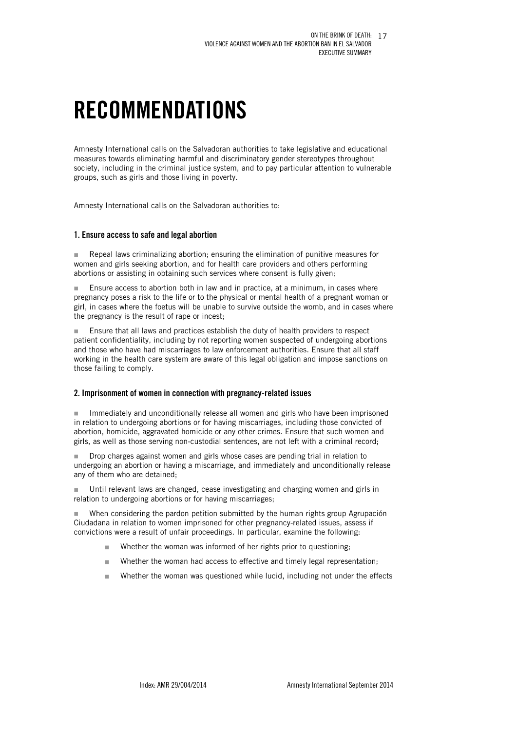# RECOMMENDATIONS

Amnesty International calls on the Salvadoran authorities to take legislative and educational measures towards eliminating harmful and discriminatory gender stereotypes throughout society, including in the criminal justice system, and to pay particular attention to vulnerable groups, such as girls and those living in poverty.

Amnesty International calls on the Salvadoran authorities to:

### 1. Ensure access to safe and legal abortion

- Repeal laws criminalizing abortion; ensuring the elimination of punitive measures for women and girls seeking abortion, and for health care providers and others performing abortions or assisting in obtaining such services where consent is fully given;
- Ensure access to abortion both in law and in practice, at a minimum, in cases where pregnancy poses a risk to the life or to the physical or mental health of a pregnant woman or girl, in cases where the foetus will be unable to survive outside the womb, and in cases where the pregnancy is the result of rape or incest;
- Ensure that all laws and practices establish the duty of health providers to respect patient confidentiality, including by not reporting women suspected of undergoing abortions and those who have had miscarriages to law enforcement authorities. Ensure that all staff working in the health care system are aware of this legal obligation and impose sanctions on those failing to comply.

### 2. Imprisonment of women in connection with pregnancy-related issues

- Immediately and unconditionally release all women and girls who have been imprisoned in relation to undergoing abortions or for having miscarriages, including those convicted of abortion, homicide, aggravated homicide or any other crimes. Ensure that such women and girls, as well as those serving non-custodial sentences, are not left with a criminal record;
- Drop charges against women and girls whose cases are pending trial in relation to undergoing an abortion or having a miscarriage, and immediately and unconditionally release any of them who are detained;
- Until relevant laws are changed, cease investigating and charging women and girls in relation to undergoing abortions or for having miscarriages;
- When considering the pardon petition submitted by the human rights group Agrupación Ciudadana in relation to women imprisoned for other pregnancy-related issues, assess if convictions were a result of unfair proceedings. In particular, examine the following:
  - Whether the woman was informed of her rights prior to questioning;
  - Whether the woman had access to effective and timely legal representation;
  - Whether the woman was questioned while lucid, including not under the effects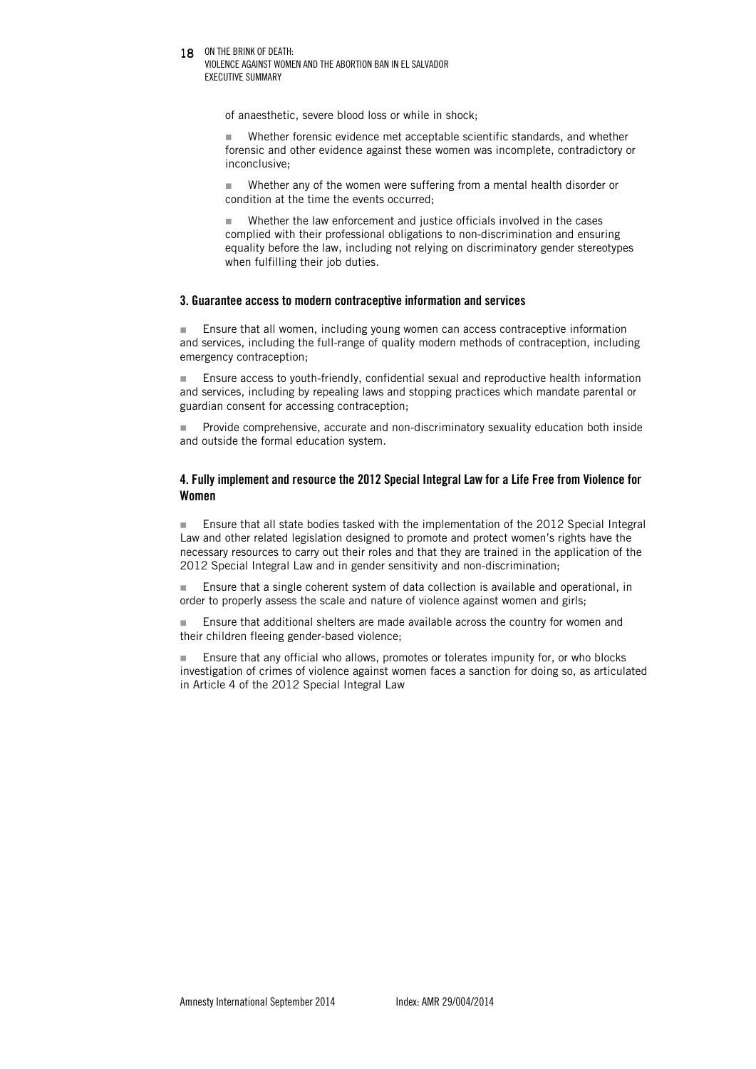of anaesthetic, severe blood loss or while in shock;

- Whether forensic evidence met acceptable scientific standards, and whether forensic and other evidence against these women was incomplete, contradictory or inconclusive;
- Whether any of the women were suffering from a mental health disorder or condition at the time the events occurred;
- Whether the law enforcement and justice officials involved in the cases complied with their professional obligations to non-discrimination and ensuring equality before the law, including not relying on discriminatory gender stereotypes when fulfilling their job duties.

### 3. Guarantee access to modern contraceptive information and services

- Ensure that all women, including young women can access contraceptive information and services, including the full-range of quality modern methods of contraception, including emergency contraception;
- Ensure access to youth-friendly, confidential sexual and reproductive health information and services, including by repealing laws and stopping practices which mandate parental or guardian consent for accessing contraception;
- Provide comprehensive, accurate and non-discriminatory sexuality education both inside and outside the formal education system.

### 4. Fully implement and resource the 2012 Special Integral Law for a Life Free from Violence for Women

- Ensure that all state bodies tasked with the implementation of the 2012 Special Integral Law and other related legislation designed to promote and protect women's rights have the necessary resources to carry out their roles and that they are trained in the application of the 2012 Special Integral Law and in gender sensitivity and non-discrimination;
- Ensure that a single coherent system of data collection is available and operational, in order to properly assess the scale and nature of violence against women and girls;
- Ensure that additional shelters are made available across the country for women and their children fleeing gender-based violence;
- Ensure that any official who allows, promotes or tolerates impunity for, or who blocks investigation of crimes of violence against women faces a sanction for doing so, as articulated in Article 4 of the 2012 Special Integral Law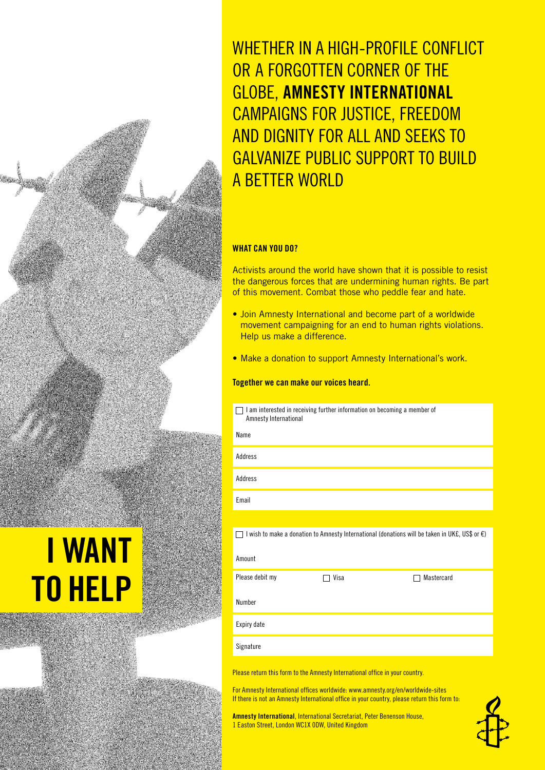# I WANT TO HELP

WHETHER IN A HIGH-PROFILE CONFLICT OR A FORGOTTEN CORNER OF THE GLOBE, **AMNESTY INTERNATIONAL** CAMPAIGNS FOR JUSTICE, FREEDOM AND DIGNITY FOR ALL AND SEEKS TO GALVANIZE PUBLIC SUPPORT TO BUILD A BETTER WORLD

**WHAT CAN YOU DO?**

Activists around the world have shown that it is possible to resist the dangerous forces that are undermining human rights. Be part of this movement. Combat those who peddle fear and hate.

- Join Amnesty International and become part of a worldwide movement campaigning for an end to human rights violations. Help us make a difference.
- Make a donation to support Amnesty International's work.

**Together we can make our voices heard.**

☐ I am interested in receiving further information on becoming a member of Amnesty International

Name

Address

Address

Email

☐ I wish to make a donation to Amnesty International (donations will be taken in UK£, US$ or €)

Amount

Please debit my ☐ Visa ☐ Mastercard

Number

Expiry date

Signature

Please return this form to the Amnesty International office in your country.

For Amnesty International offices worldwide: www.amnesty.org/en/worldwide-sites
If there is not an Amnesty International office in your country, please return this form to:

**Amnesty International**, International Secretariat, Peter Benenson House,
1 Easton Street, London WC1X 0DW, United Kingdom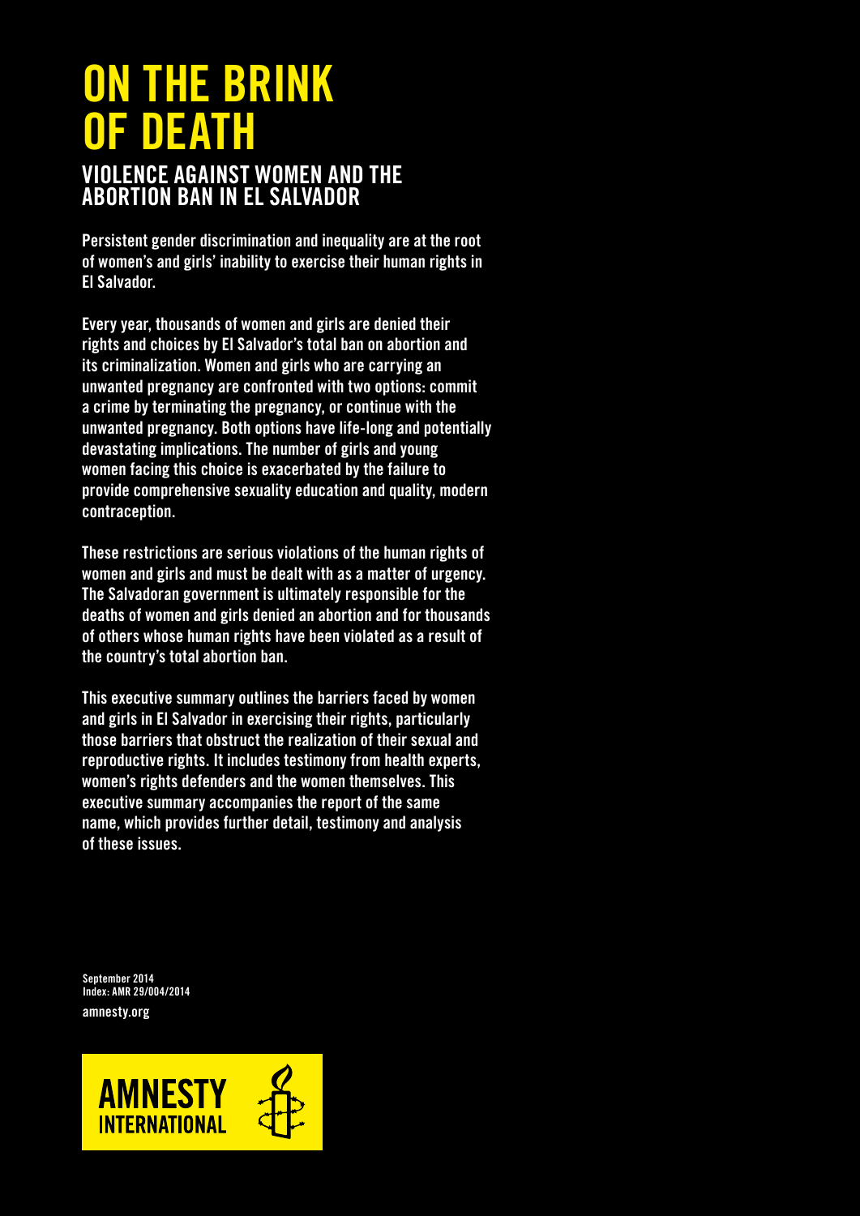# ON THE BRINK OF DEATH

## VIOLENCE AGAINST WOMEN AND THE ABORTION BAN IN EL SALVADOR

**Persistent gender discrimination and inequality are at the root of women's and girls' inability to exercise their human rights in El Salvador.**

**Every year, thousands of women and girls are denied their rights and choices by El Salvador's total ban on abortion and its criminalization. Women and girls who are carrying an unwanted pregnancy are confronted with two options: commit a crime by terminating the pregnancy, or continue with the unwanted pregnancy. Both options have life-long and potentially devastating implications. The number of girls and young women facing this choice is exacerbated by the failure to provide comprehensive sexuality education and quality, modern contraception.**

**These restrictions are serious violations of the human rights of women and girls and must be dealt with as a matter of urgency. The Salvadoran government is ultimately responsible for the deaths of women and girls denied an abortion and for thousands of others whose human rights have been violated as a result of the country's total abortion ban.**

**This executive summary outlines the barriers faced by women and girls in El Salvador in exercising their rights, particularly those barriers that obstruct the realization of their sexual and reproductive rights. It includes testimony from health experts, women's rights defenders and the women themselves. This executive summary accompanies the report of the same name, which provides further detail, testimony and analysis of these issues.**

September 2014
Index: AMR 29/004/2014

amnesty.org

AMNESTY INTERNATIONAL